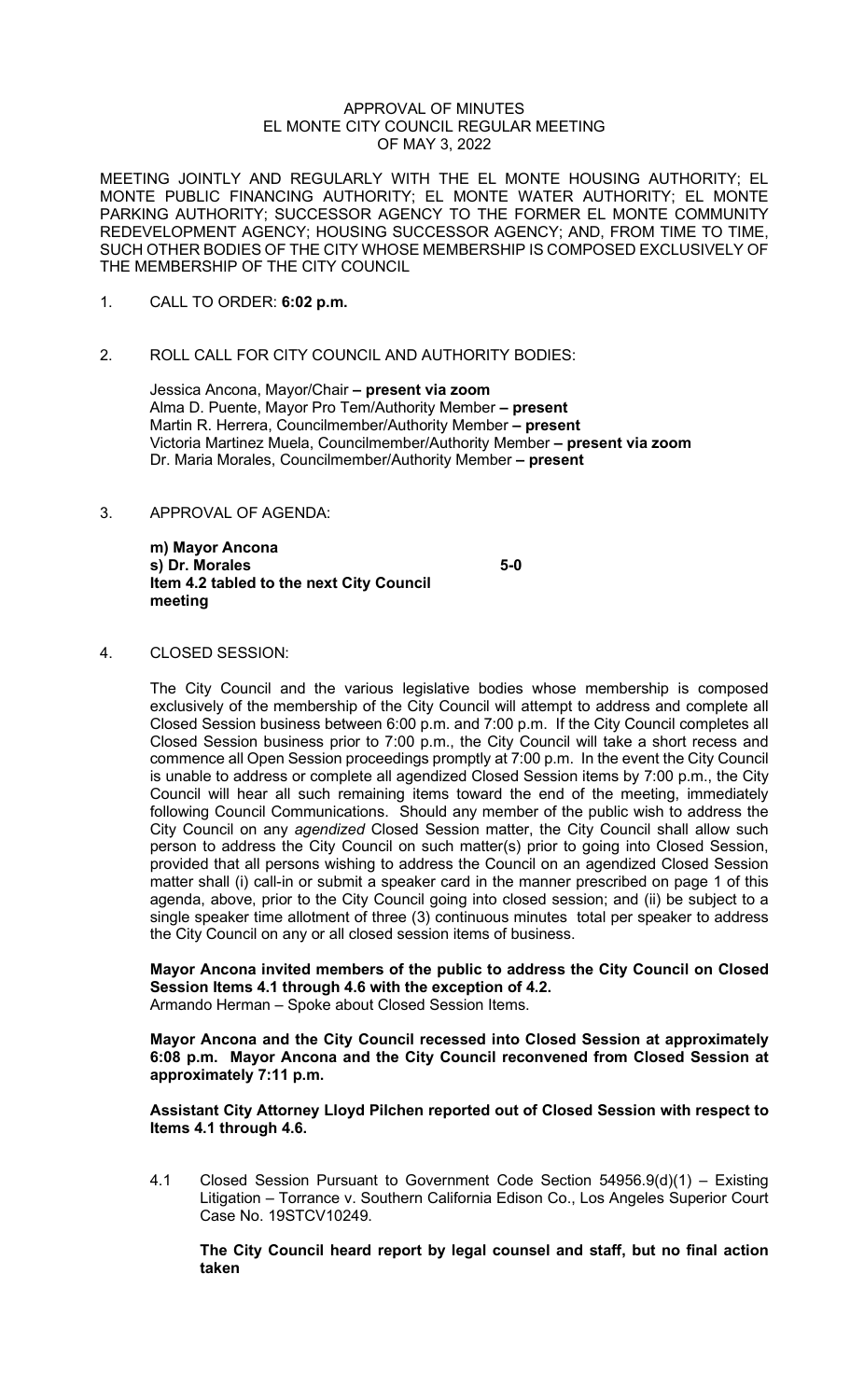# APPROVAL OF MINUTES
# EL MONTE CITY COUNCIL REGULAR MEETING
# OF MAY 3, 2022

MEETING JOINTLY AND REGULARLY WITH THE EL MONTE HOUSING AUTHORITY; EL MONTE PUBLIC FINANCING AUTHORITY; EL MONTE WATER AUTHORITY; EL MONTE PARKING AUTHORITY; SUCCESSOR AGENCY TO THE FORMER EL MONTE COMMUNITY REDEVELOPMENT AGENCY; HOUSING SUCCESSOR AGENCY; AND, FROM TIME TO TIME, SUCH OTHER BODIES OF THE CITY WHOSE MEMBERSHIP IS COMPOSED EXCLUSIVELY OF THE MEMBERSHIP OF THE CITY COUNCIL

1. CALL TO ORDER: **6:02 p.m.**

2. ROLL CALL FOR CITY COUNCIL AND AUTHORITY BODIES:

   Jessica Ancona, Mayor/Chair **– present via zoom**
   Alma D. Puente, Mayor Pro Tem/Authority Member **– present**
   Martin R. Herrera, Councilmember/Authority Member **– present**
   Victoria Martinez Muela, Councilmember/Authority Member **– present via zoom**
   Dr. Maria Morales, Councilmember/Authority Member **– present**

3. APPROVAL OF AGENDA:

   **m) Mayor Ancona**
   **s) Dr. Morales** **5-0**
   **Item 4.2 tabled to the next City Council meeting**

4. CLOSED SESSION:

   The City Council and the various legislative bodies whose membership is composed exclusively of the membership of the City Council will attempt to address and complete all Closed Session business between 6:00 p.m. and 7:00 p.m. If the City Council completes all Closed Session business prior to 7:00 p.m., the City Council will take a short recess and commence all Open Session proceedings promptly at 7:00 p.m. In the event the City Council is unable to address or complete all agendized Closed Session items by 7:00 p.m., the City Council will hear all such remaining items toward the end of the meeting, immediately following Council Communications. Should any member of the public wish to address the City Council on any *agendized* Closed Session matter, the City Council shall allow such person to address the City Council on such matter(s) prior to going into Closed Session, provided that all persons wishing to address the Council on an agendized Closed Session matter shall (i) call-in or submit a speaker card in the manner prescribed on page 1 of this agenda, above, prior to the City Council going into closed session; and (ii) be subject to a single speaker time allotment of three (3) continuous minutes total per speaker to address the City Council on any or all closed session items of business.

   **Mayor Ancona invited members of the public to address the City Council on Closed Session Items 4.1 through 4.6 with the exception of 4.2.**
   Armando Herman – Spoke about Closed Session Items.

   **Mayor Ancona and the City Council recessed into Closed Session at approximately 6:08 p.m. Mayor Ancona and the City Council reconvened from Closed Session at approximately 7:11 p.m.**

   **Assistant City Attorney Lloyd Pilchen reported out of Closed Session with respect to Items 4.1 through 4.6.**

   4.1 Closed Session Pursuant to Government Code Section 54956.9(d)(1) – Existing Litigation – Torrance v. Southern California Edison Co., Los Angeles Superior Court Case No. 19STCV10249.

   **The City Council heard report by legal counsel and staff, but no final action taken**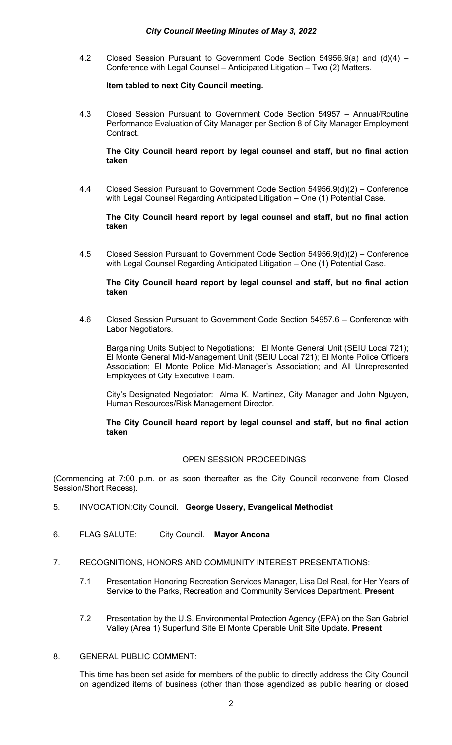4.2 Closed Session Pursuant to Government Code Section 54956.9(a) and (d)(4) – Conference with Legal Counsel – Anticipated Litigation – Two (2) Matters.

**Item tabled to next City Council meeting.**

4.3 Closed Session Pursuant to Government Code Section 54957 – Annual/Routine Performance Evaluation of City Manager per Section 8 of City Manager Employment Contract.

**The City Council heard report by legal counsel and staff, but no final action taken**

4.4 Closed Session Pursuant to Government Code Section 54956.9(d)(2) – Conference with Legal Counsel Regarding Anticipated Litigation – One (1) Potential Case.

**The City Council heard report by legal counsel and staff, but no final action taken**

4.5 Closed Session Pursuant to Government Code Section 54956.9(d)(2) – Conference with Legal Counsel Regarding Anticipated Litigation – One (1) Potential Case.

**The City Council heard report by legal counsel and staff, but no final action taken**

4.6 Closed Session Pursuant to Government Code Section 54957.6 – Conference with Labor Negotiators.

Bargaining Units Subject to Negotiations: El Monte General Unit (SEIU Local 721); El Monte General Mid-Management Unit (SEIU Local 721); El Monte Police Officers Association; El Monte Police Mid-Manager's Association; and All Unrepresented Employees of City Executive Team.

City's Designated Negotiator: Alma K. Martinez, City Manager and John Nguyen, Human Resources/Risk Management Director.

**The City Council heard report by legal counsel and staff, but no final action taken**

## OPEN SESSION PROCEEDINGS

(Commencing at 7:00 p.m. or as soon thereafter as the City Council reconvene from Closed Session/Short Recess).

5. INVOCATION: City Council. **George Ussery, Evangelical Methodist**

6. FLAG SALUTE: City Council. **Mayor Ancona**

7. RECOGNITIONS, HONORS AND COMMUNITY INTEREST PRESENTATIONS:

   7.1 Presentation Honoring Recreation Services Manager, Lisa Del Real, for Her Years of Service to the Parks, Recreation and Community Services Department. **Present**

   7.2 Presentation by the U.S. Environmental Protection Agency (EPA) on the San Gabriel Valley (Area 1) Superfund Site El Monte Operable Unit Site Update. **Present**

8. GENERAL PUBLIC COMMENT:

This time has been set aside for members of the public to directly address the City Council on agendized items of business (other than those agendized as public hearing or closed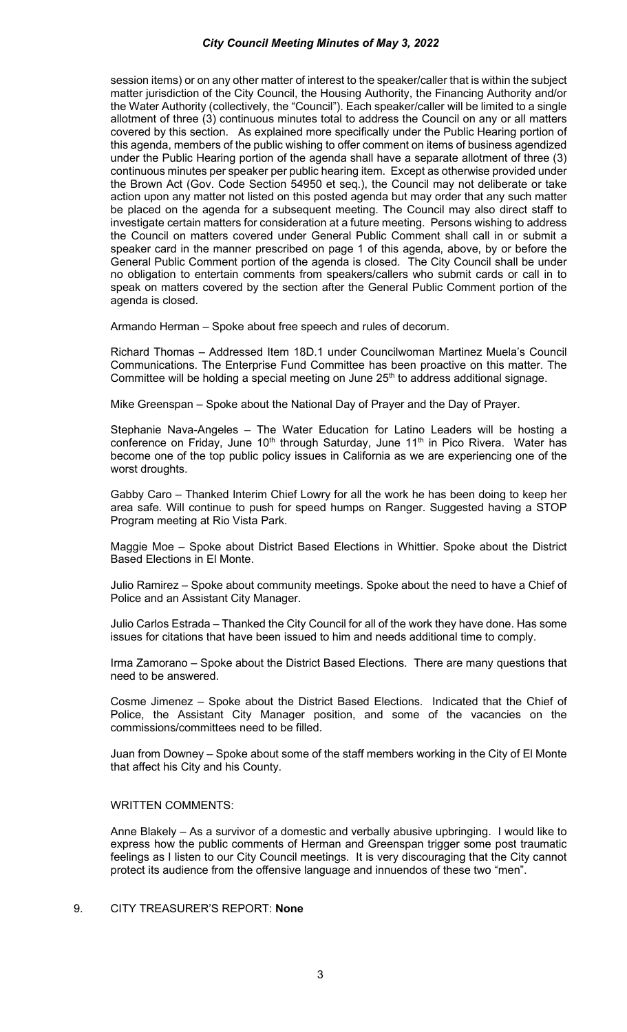session items) or on any other matter of interest to the speaker/caller that is within the subject matter jurisdiction of the City Council, the Housing Authority, the Financing Authority and/or the Water Authority (collectively, the "Council"). Each speaker/caller will be limited to a single allotment of three (3) continuous minutes total to address the Council on any or all matters covered by this section. As explained more specifically under the Public Hearing portion of this agenda, members of the public wishing to offer comment on items of business agendized under the Public Hearing portion of the agenda shall have a separate allotment of three (3) continuous minutes per speaker per public hearing item. Except as otherwise provided under the Brown Act (Gov. Code Section 54950 et seq.), the Council may not deliberate or take action upon any matter not listed on this posted agenda but may order that any such matter be placed on the agenda for a subsequent meeting. The Council may also direct staff to investigate certain matters for consideration at a future meeting. Persons wishing to address the Council on matters covered under General Public Comment shall call in or submit a speaker card in the manner prescribed on page 1 of this agenda, above, by or before the General Public Comment portion of the agenda is closed. The City Council shall be under no obligation to entertain comments from speakers/callers who submit cards or call in to speak on matters covered by the section after the General Public Comment portion of the agenda is closed.

Armando Herman – Spoke about free speech and rules of decorum.

Richard Thomas – Addressed Item 18D.1 under Councilwoman Martinez Muela's Council Communications. The Enterprise Fund Committee has been proactive on this matter. The Committee will be holding a special meeting on June 25th to address additional signage.

Mike Greenspan – Spoke about the National Day of Prayer and the Day of Prayer.

Stephanie Nava-Angeles – The Water Education for Latino Leaders will be hosting a conference on Friday, June 10th through Saturday, June 11th in Pico Rivera. Water has become one of the top public policy issues in California as we are experiencing one of the worst droughts.

Gabby Caro – Thanked Interim Chief Lowry for all the work he has been doing to keep her area safe. Will continue to push for speed humps on Ranger. Suggested having a STOP Program meeting at Rio Vista Park.

Maggie Moe – Spoke about District Based Elections in Whittier. Spoke about the District Based Elections in El Monte.

Julio Ramirez – Spoke about community meetings. Spoke about the need to have a Chief of Police and an Assistant City Manager.

Julio Carlos Estrada – Thanked the City Council for all of the work they have done. Has some issues for citations that have been issued to him and needs additional time to comply.

Irma Zamorano – Spoke about the District Based Elections. There are many questions that need to be answered.

Cosme Jimenez – Spoke about the District Based Elections. Indicated that the Chief of Police, the Assistant City Manager position, and some of the vacancies on the commissions/committees need to be filled.

Juan from Downey – Spoke about some of the staff members working in the City of El Monte that affect his City and his County.

WRITTEN COMMENTS:

Anne Blakely – As a survivor of a domestic and verbally abusive upbringing. I would like to express how the public comments of Herman and Greenspan trigger some post traumatic feelings as I listen to our City Council meetings. It is very discouraging that the City cannot protect its audience from the offensive language and innuendos of these two "men".

9. CITY TREASURER'S REPORT: **None**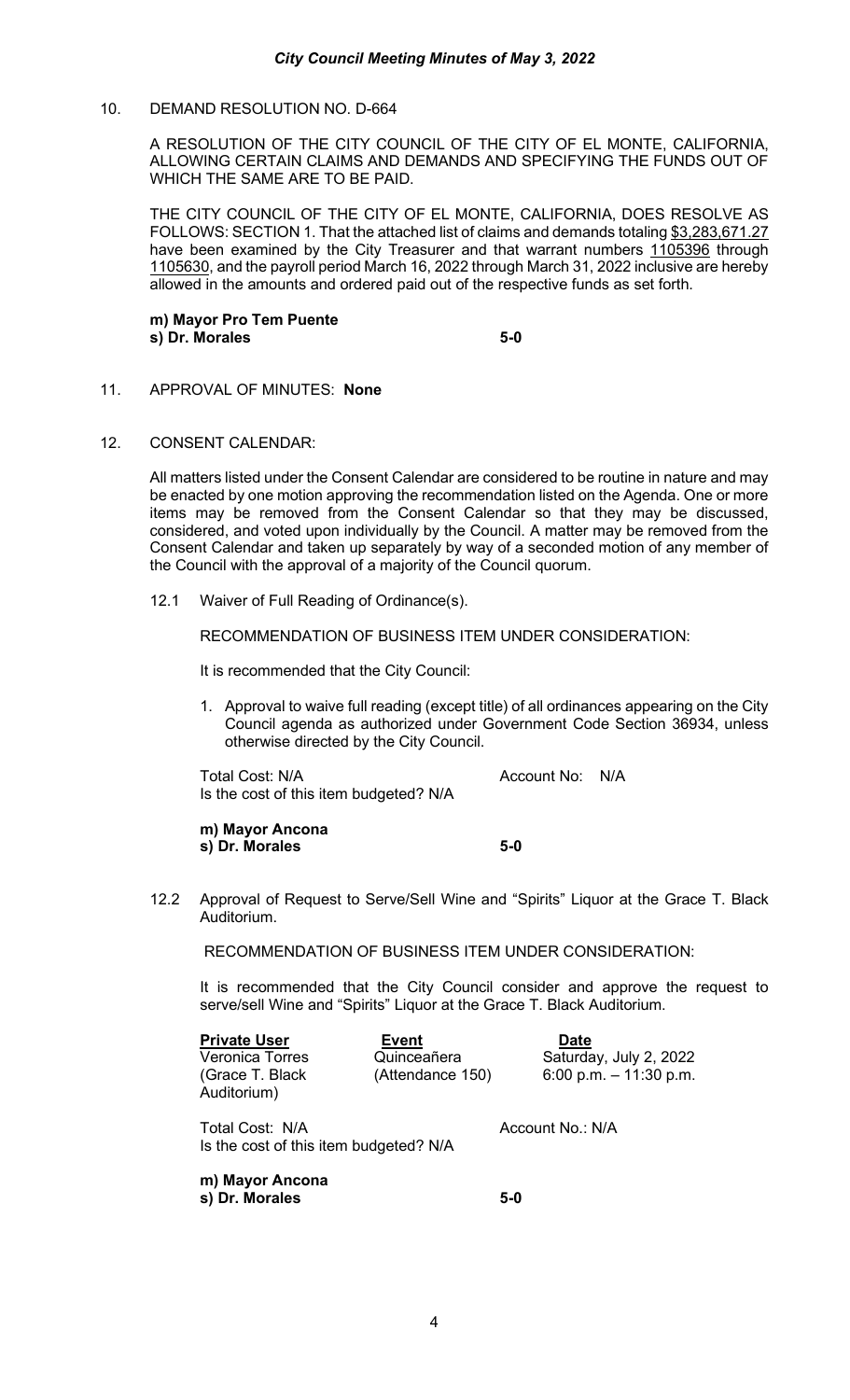10. DEMAND RESOLUTION NO. D-664

A RESOLUTION OF THE CITY COUNCIL OF THE CITY OF EL MONTE, CALIFORNIA, ALLOWING CERTAIN CLAIMS AND DEMANDS AND SPECIFYING THE FUNDS OUT OF WHICH THE SAME ARE TO BE PAID.

THE CITY COUNCIL OF THE CITY OF EL MONTE, CALIFORNIA, DOES RESOLVE AS FOLLOWS: SECTION 1. That the attached list of claims and demands totaling $3,283,671.27 have been examined by the City Treasurer and that warrant numbers 1105396 through 1105630, and the payroll period March 16, 2022 through March 31, 2022 inclusive are hereby allowed in the amounts and ordered paid out of the respective funds as set forth.

**m) Mayor Pro Tem Puente**
**s) Dr. Morales** **5-0**

11. APPROVAL OF MINUTES: **None**

12. CONSENT CALENDAR:

All matters listed under the Consent Calendar are considered to be routine in nature and may be enacted by one motion approving the recommendation listed on the Agenda. One or more items may be removed from the Consent Calendar so that they may be discussed, considered, and voted upon individually by the Council. A matter may be removed from the Consent Calendar and taken up separately by way of a seconded motion of any member of the Council with the approval of a majority of the Council quorum.

12.1 Waiver of Full Reading of Ordinance(s).

RECOMMENDATION OF BUSINESS ITEM UNDER CONSIDERATION:

It is recommended that the City Council:

1. Approval to waive full reading (except title) of all ordinances appearing on the City Council agenda as authorized under Government Code Section 36934, unless otherwise directed by the City Council.

Total Cost: N/A Account No: N/A
Is the cost of this item budgeted? N/A

**m) Mayor Ancona**
**s) Dr. Morales** **5-0**

12.2 Approval of Request to Serve/Sell Wine and "Spirits" Liquor at the Grace T. Black Auditorium.

RECOMMENDATION OF BUSINESS ITEM UNDER CONSIDERATION:

It is recommended that the City Council consider and approve the request to serve/sell Wine and "Spirits" Liquor at the Grace T. Black Auditorium.

| Private User | Event | Date |
|---|---|---|
| Veronica Torres (Grace T. Black Auditorium) | Quinceañera (Attendance 150) | Saturday, July 2, 2022 6:00 p.m. – 11:30 p.m. |

Total Cost: N/A Account No.: N/A
Is the cost of this item budgeted? N/A

**m) Mayor Ancona**
**s) Dr. Morales** **5-0**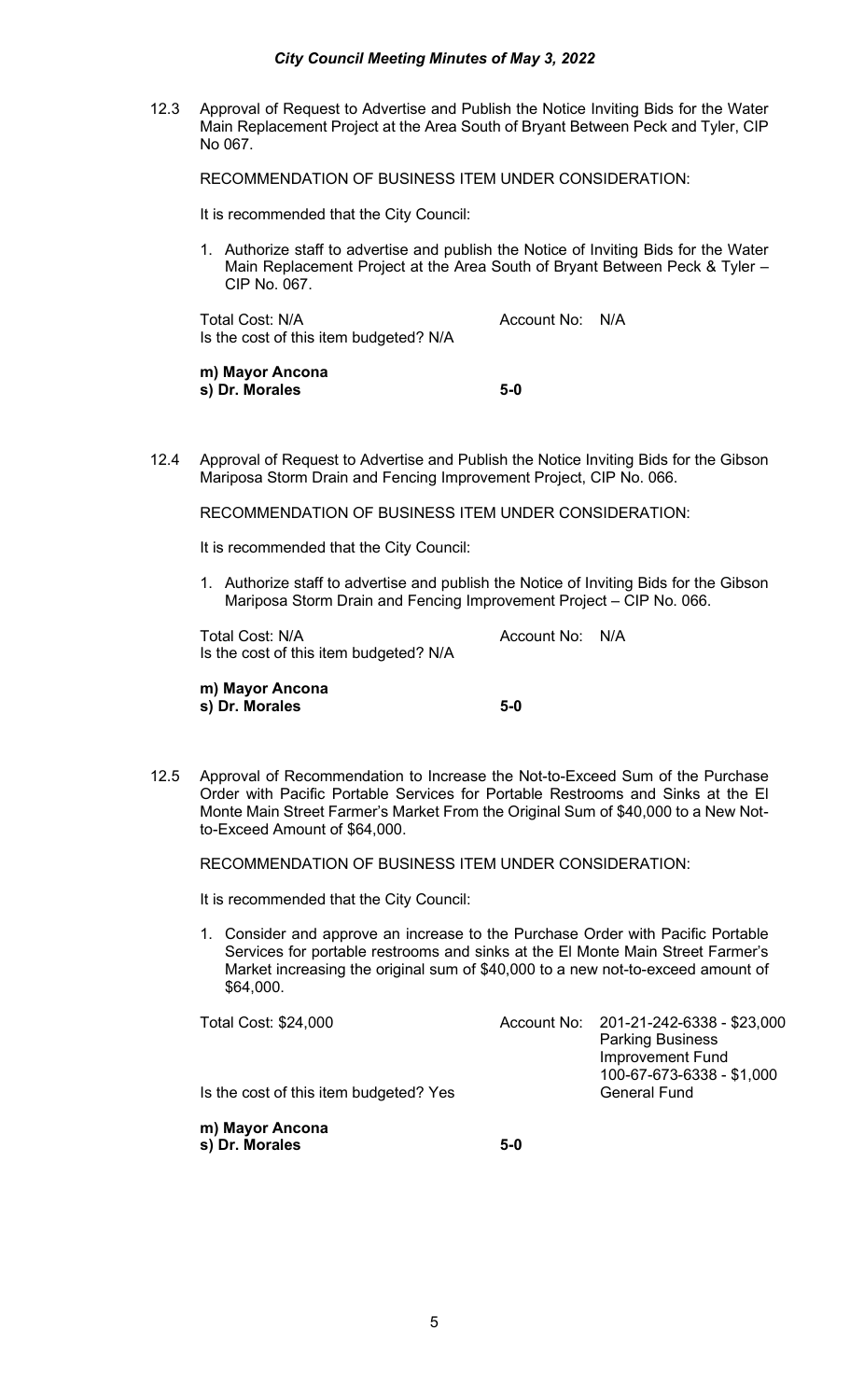12.3 Approval of Request to Advertise and Publish the Notice Inviting Bids for the Water Main Replacement Project at the Area South of Bryant Between Peck and Tyler, CIP No 067.

RECOMMENDATION OF BUSINESS ITEM UNDER CONSIDERATION:

It is recommended that the City Council:

1. Authorize staff to advertise and publish the Notice of Inviting Bids for the Water Main Replacement Project at the Area South of Bryant Between Peck & Tyler – CIP No. 067.

Total Cost: N/A — Account No: N/A

Is the cost of this item budgeted? N/A

**m) Mayor Ancona**
**s) Dr. Morales** — **5-0**

12.4 Approval of Request to Advertise and Publish the Notice Inviting Bids for the Gibson Mariposa Storm Drain and Fencing Improvement Project, CIP No. 066.

RECOMMENDATION OF BUSINESS ITEM UNDER CONSIDERATION:

It is recommended that the City Council:

1. Authorize staff to advertise and publish the Notice of Inviting Bids for the Gibson Mariposa Storm Drain and Fencing Improvement Project – CIP No. 066.

Total Cost: N/A — Account No: N/A

Is the cost of this item budgeted? N/A

**m) Mayor Ancona**
**s) Dr. Morales** — **5-0**

12.5 Approval of Recommendation to Increase the Not-to-Exceed Sum of the Purchase Order with Pacific Portable Services for Portable Restrooms and Sinks at the El Monte Main Street Farmer's Market From the Original Sum of $40,000 to a New Not-to-Exceed Amount of $64,000.

RECOMMENDATION OF BUSINESS ITEM UNDER CONSIDERATION:

It is recommended that the City Council:

1. Consider and approve an increase to the Purchase Order with Pacific Portable Services for portable restrooms and sinks at the El Monte Main Street Farmer's Market increasing the original sum of $40,000 to a new not-to-exceed amount of $64,000.

Total Cost: $24,000

Account No: 201-21-242-6338 - $23,000 Parking Business Improvement Fund
100-67-673-6338 - $1,000 General Fund

Is the cost of this item budgeted? Yes

**m) Mayor Ancona**
**s) Dr. Morales** — **5-0**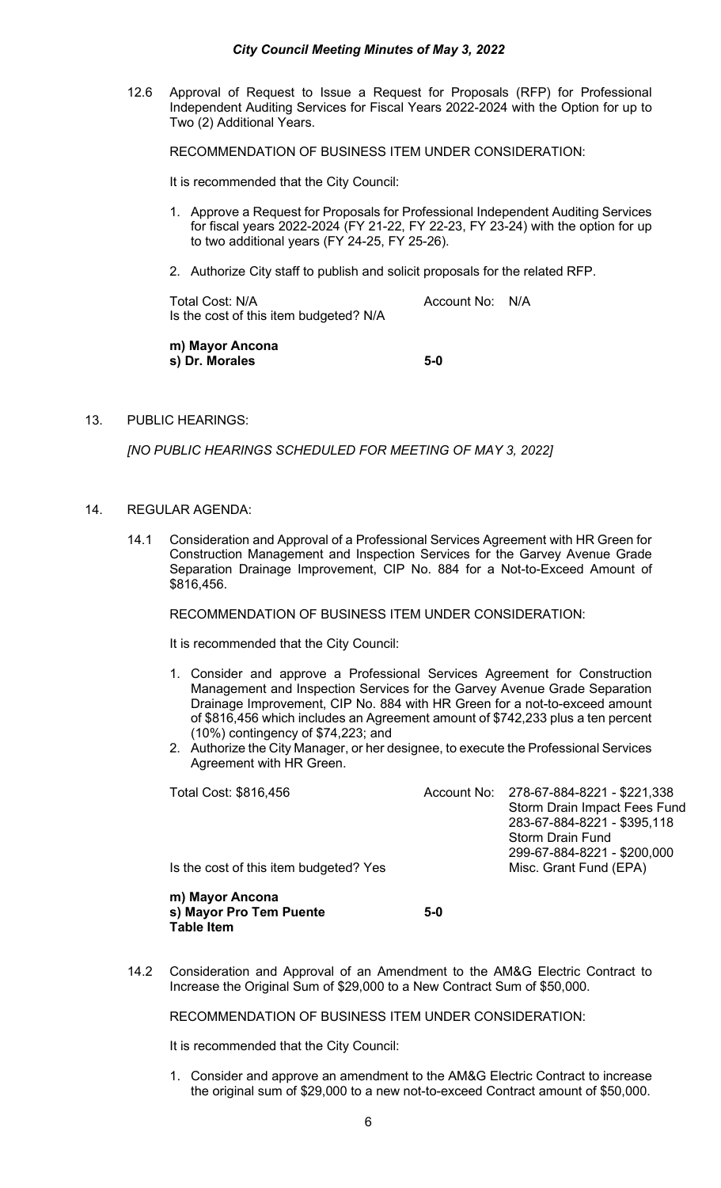12.6 Approval of Request to Issue a Request for Proposals (RFP) for Professional Independent Auditing Services for Fiscal Years 2022-2024 with the Option for up to Two (2) Additional Years.

RECOMMENDATION OF BUSINESS ITEM UNDER CONSIDERATION:

It is recommended that the City Council:

1. Approve a Request for Proposals for Professional Independent Auditing Services for fiscal years 2022-2024 (FY 21-22, FY 22-23, FY 23-24) with the option for up to two additional years (FY 24-25, FY 25-26).
2. Authorize City staff to publish and solicit proposals for the related RFP.

Total Cost: N/A | Account No: N/A
Is the cost of this item budgeted? N/A

**m) Mayor Ancona**
**s) Dr. Morales** **5-0**

13. PUBLIC HEARINGS:

*[NO PUBLIC HEARINGS SCHEDULED FOR MEETING OF MAY 3, 2022]*

14. REGULAR AGENDA:

14.1 Consideration and Approval of a Professional Services Agreement with HR Green for Construction Management and Inspection Services for the Garvey Avenue Grade Separation Drainage Improvement, CIP No. 884 for a Not-to-Exceed Amount of $816,456.

RECOMMENDATION OF BUSINESS ITEM UNDER CONSIDERATION:

It is recommended that the City Council:

1. Consider and approve a Professional Services Agreement for Construction Management and Inspection Services for the Garvey Avenue Grade Separation Drainage Improvement, CIP No. 884 with HR Green for a not-to-exceed amount of $816,456 which includes an Agreement amount of $742,233 plus a ten percent (10%) contingency of $74,223; and
2. Authorize the City Manager, or her designee, to execute the Professional Services Agreement with HR Green.

Total Cost: $816,456

Account No:
278-67-884-8221 - $221,338 Storm Drain Impact Fees Fund
283-67-884-8221 - $395,118 Storm Drain Fund
299-67-884-8221 - $200,000 Misc. Grant Fund (EPA)

Is the cost of this item budgeted? Yes

**m) Mayor Ancona**
**s) Mayor Pro Tem Puente** **5-0**
**Table Item**

14.2 Consideration and Approval of an Amendment to the AM&G Electric Contract to Increase the Original Sum of $29,000 to a New Contract Sum of $50,000.

RECOMMENDATION OF BUSINESS ITEM UNDER CONSIDERATION:

It is recommended that the City Council:

1. Consider and approve an amendment to the AM&G Electric Contract to increase the original sum of $29,000 to a new not-to-exceed Contract amount of $50,000.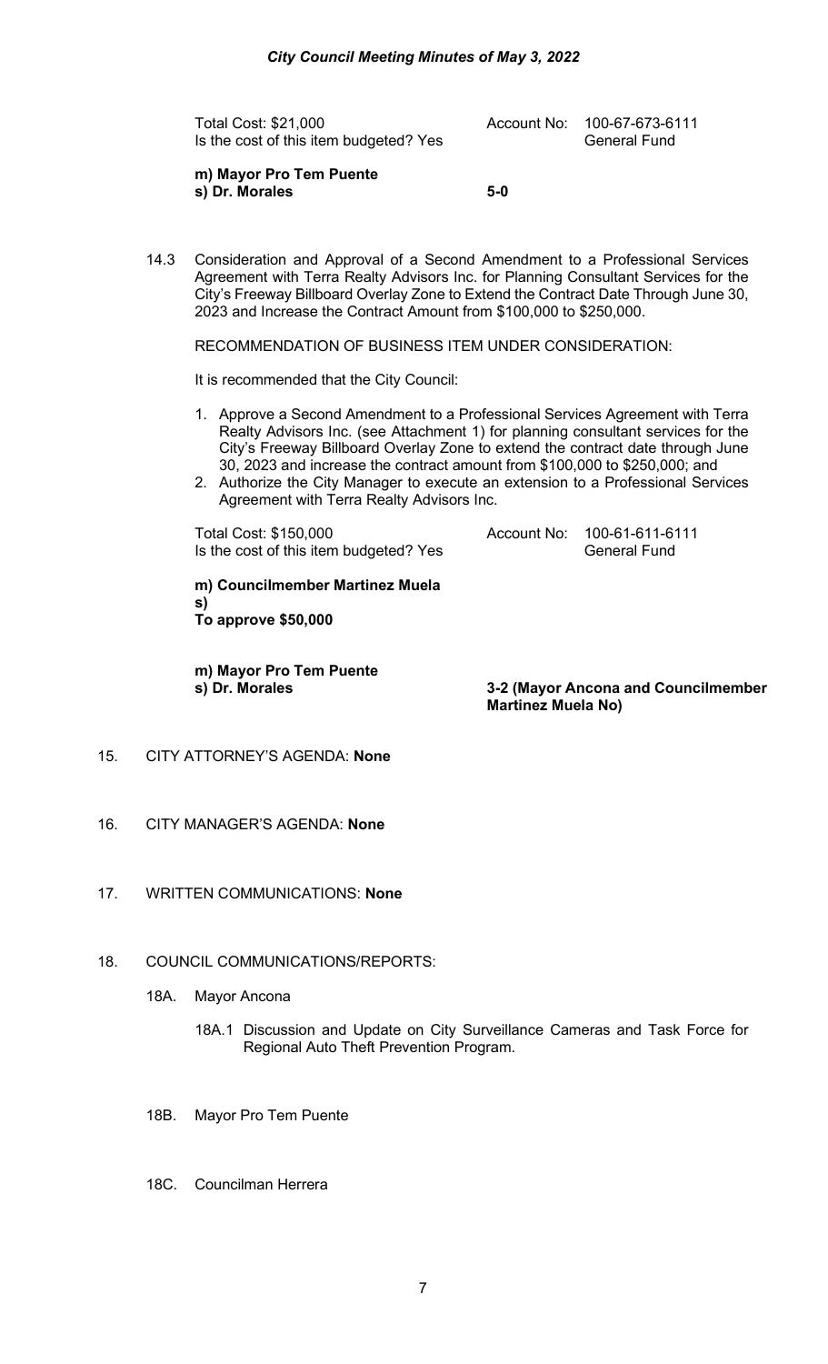Total Cost: $21,000 Account No: 100-67-673-6111
Is the cost of this item budgeted? Yes General Fund

**m) Mayor Pro Tem Puente**
**s) Dr. Morales** **5-0**

14.3 Consideration and Approval of a Second Amendment to a Professional Services Agreement with Terra Realty Advisors Inc. for Planning Consultant Services for the City's Freeway Billboard Overlay Zone to Extend the Contract Date Through June 30, 2023 and Increase the Contract Amount from $100,000 to $250,000.

RECOMMENDATION OF BUSINESS ITEM UNDER CONSIDERATION:

It is recommended that the City Council:

1. Approve a Second Amendment to a Professional Services Agreement with Terra Realty Advisors Inc. (see Attachment 1) for planning consultant services for the City's Freeway Billboard Overlay Zone to extend the contract date through June 30, 2023 and increase the contract amount from $100,000 to $250,000; and
2. Authorize the City Manager to execute an extension to a Professional Services Agreement with Terra Realty Advisors Inc.

Total Cost: $150,000 Account No: 100-61-611-6111
Is the cost of this item budgeted? Yes General Fund

**m) Councilmember Martinez Muela**
**s)**
**To approve $50,000**

**m) Mayor Pro Tem Puente**
**s) Dr. Morales** **3-2 (Mayor Ancona and Councilmember Martinez Muela No)**

15. CITY ATTORNEY'S AGENDA: **None**

16. CITY MANAGER'S AGENDA: **None**

17. WRITTEN COMMUNICATIONS: **None**

18. COUNCIL COMMUNICATIONS/REPORTS:

18A. Mayor Ancona

18A.1 Discussion and Update on City Surveillance Cameras and Task Force for Regional Auto Theft Prevention Program.

18B. Mayor Pro Tem Puente

18C. Councilman Herrera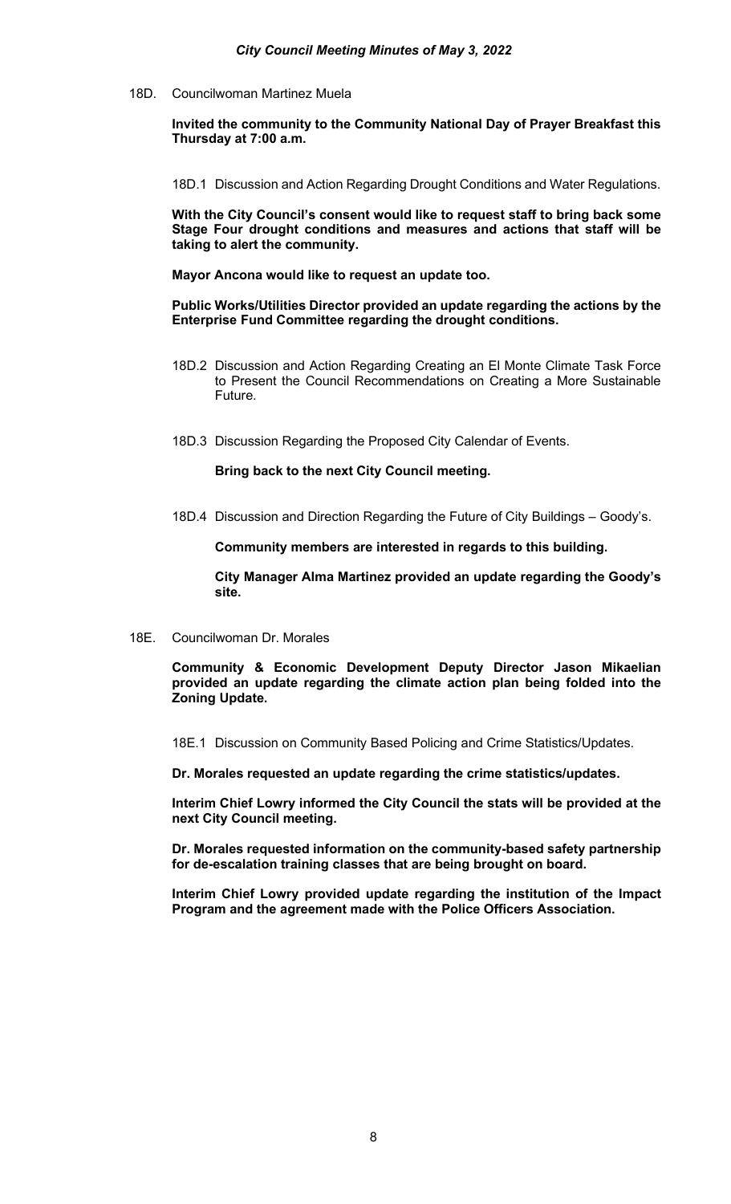18D. Councilwoman Martinez Muela

**Invited the community to the Community National Day of Prayer Breakfast this Thursday at 7:00 a.m.**

18D.1 Discussion and Action Regarding Drought Conditions and Water Regulations.

**With the City Council's consent would like to request staff to bring back some Stage Four drought conditions and measures and actions that staff will be taking to alert the community.**

**Mayor Ancona would like to request an update too.**

**Public Works/Utilities Director provided an update regarding the actions by the Enterprise Fund Committee regarding the drought conditions.**

18D.2 Discussion and Action Regarding Creating an El Monte Climate Task Force to Present the Council Recommendations on Creating a More Sustainable Future.

18D.3 Discussion Regarding the Proposed City Calendar of Events.

**Bring back to the next City Council meeting.**

18D.4 Discussion and Direction Regarding the Future of City Buildings – Goody's.

**Community members are interested in regards to this building.**

**City Manager Alma Martinez provided an update regarding the Goody's site.**

18E. Councilwoman Dr. Morales

**Community & Economic Development Deputy Director Jason Mikaelian provided an update regarding the climate action plan being folded into the Zoning Update.**

18E.1 Discussion on Community Based Policing and Crime Statistics/Updates.

**Dr. Morales requested an update regarding the crime statistics/updates.**

**Interim Chief Lowry informed the City Council the stats will be provided at the next City Council meeting.**

**Dr. Morales requested information on the community-based safety partnership for de-escalation training classes that are being brought on board.**

**Interim Chief Lowry provided update regarding the institution of the Impact Program and the agreement made with the Police Officers Association.**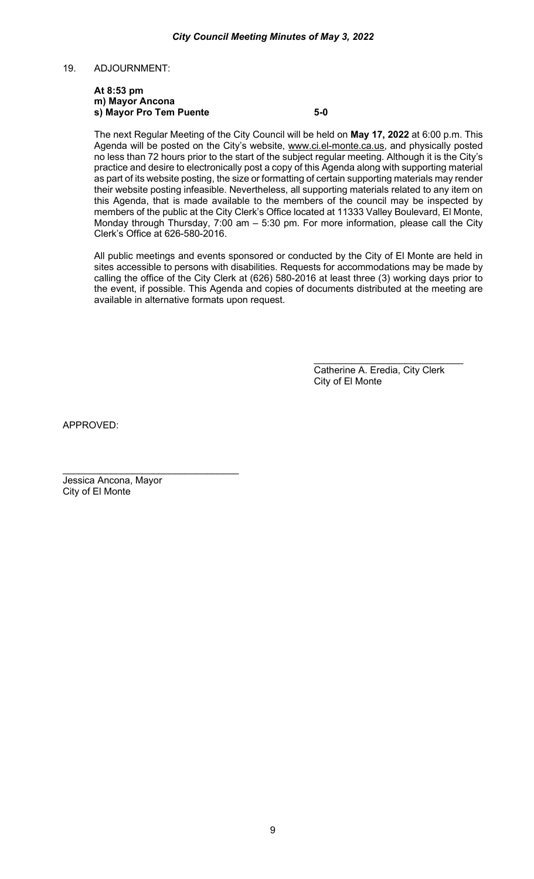19. ADJOURNMENT:

**At 8:53 pm**
**m) Mayor Ancona**
**s) Mayor Pro Tem Puente** **5-0**

The next Regular Meeting of the City Council will be held on **May 17, 2022** at 6:00 p.m. This Agenda will be posted on the City's website, www.ci.el-monte.ca.us, and physically posted no less than 72 hours prior to the start of the subject regular meeting. Although it is the City's practice and desire to electronically post a copy of this Agenda along with supporting material as part of its website posting, the size or formatting of certain supporting materials may render their website posting infeasible. Nevertheless, all supporting materials related to any item on this Agenda, that is made available to the members of the council may be inspected by members of the public at the City Clerk's Office located at 11333 Valley Boulevard, El Monte, Monday through Thursday, 7:00 am – 5:30 pm. For more information, please call the City Clerk's Office at 626-580-2016.

All public meetings and events sponsored or conducted by the City of El Monte are held in sites accessible to persons with disabilities. Requests for accommodations may be made by calling the office of the City Clerk at (626) 580-2016 at least three (3) working days prior to the event, if possible. This Agenda and copies of documents distributed at the meeting are available in alternative formats upon request.

\_\_\_\_\_\_\_\_\_\_\_\_\_\_\_\_\_\_\_\_\_\_\_\_\_\_\_\_
Catherine A. Eredia, City Clerk
City of El Monte

APPROVED:

\_\_\_\_\_\_\_\_\_\_\_\_\_\_\_\_\_\_\_\_\_\_\_\_\_\_\_\_\_\_\_\_
Jessica Ancona, Mayor
City of El Monte